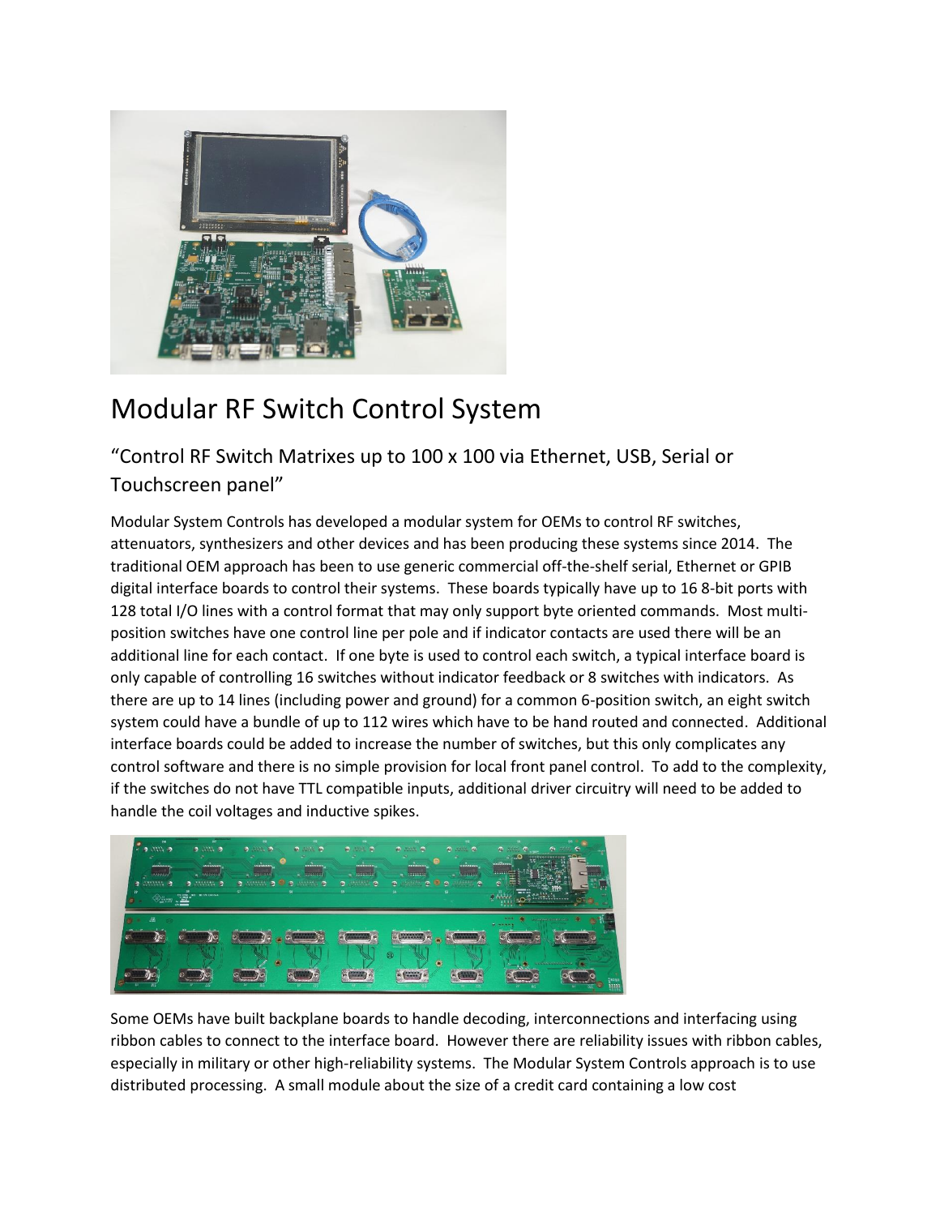# Modular RF Switch Control System

## "Control RF Switch Matrixes up to 100 x 100 via Ethernet, USB, Serial or Touchscreen panel"

Modular System Controls has developed a modular system for OEMs to control RF switches, attenuators, synthesizers and other devices and has been producing these systems since 2014. The traditional OEM approach has been to use generic commercial off-the-shelf serial, Ethernet or GPIB digital interface boards to control their systems. These boards typically have up to 16 8-bit ports with 128 total I/O lines with a control format that may only support byte oriented commands. Most multi-position switches have one control line per pole and if indicator contacts are used there will be an additional line for each contact. If one byte is used to control each switch, a typical interface board is only capable of controlling 16 switches without indicator feedback or 8 switches with indicators. As there are up to 14 lines (including power and ground) for a common 6-position switch, an eight switch system could have a bundle of up to 112 wires which have to be hand routed and connected. Additional interface boards could be added to increase the number of switches, but this only complicates any control software and there is no simple provision for local front panel control. To add to the complexity, if the switches do not have TTL compatible inputs, additional driver circuitry will need to be added to handle the coil voltages and inductive spikes.

Some OEMs have built backplane boards to handle decoding, interconnections and interfacing using ribbon cables to connect to the interface board. However there are reliability issues with ribbon cables, especially in military or other high-reliability systems. The Modular System Controls approach is to use distributed processing. A small module about the size of a credit card containing a low cost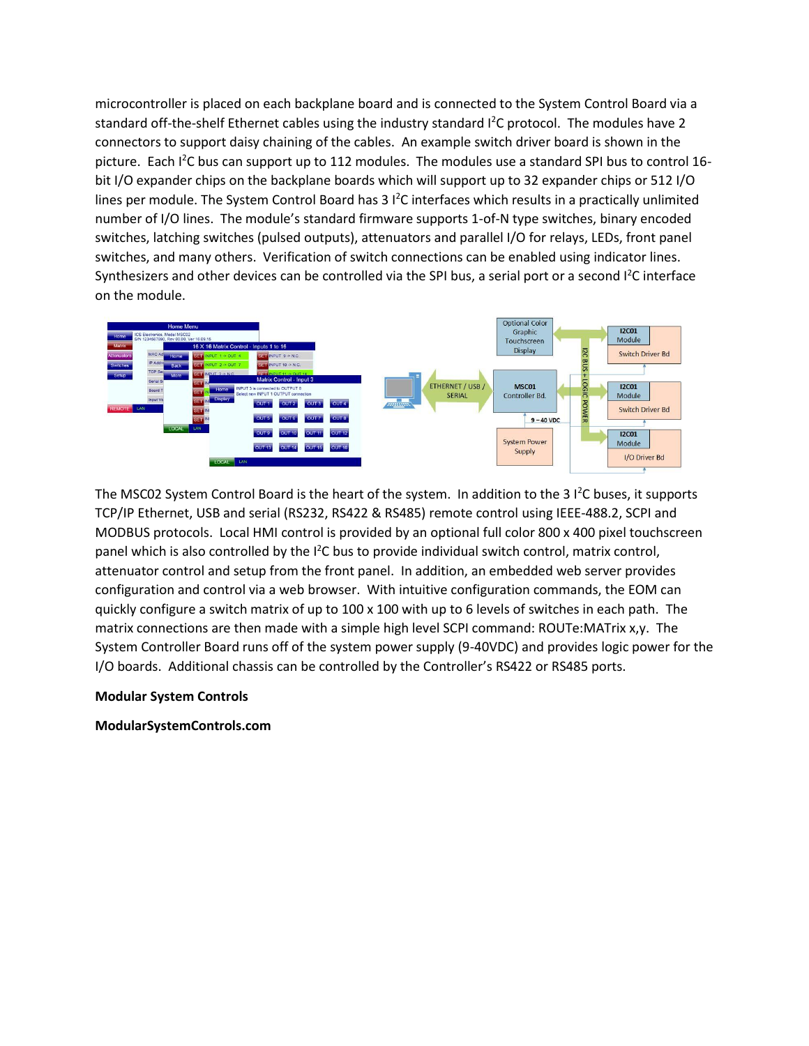microcontroller is placed on each backplane board and is connected to the System Control Board via a standard off-the-shelf Ethernet cables using the industry standard $I^2C$ protocol. The modules have 2 connectors to support daisy chaining of the cables. An example switch driver board is shown in the picture. Each $I^2C$ bus can support up to 112 modules. The modules use a standard SPI bus to control 16-bit I/O expander chips on the backplane boards which will support up to 32 expander chips or 512 I/O lines per module. The System Control Board has 3 $I^2C$ interfaces which results in a practically unlimited number of I/O lines. The module's standard firmware supports 1-of-N type switches, binary encoded switches, latching switches (pulsed outputs), attenuators and parallel I/O for relays, LEDs, front panel switches, and many others. Verification of switch connections can be enabled using indicator lines. Synthesizers and other devices can be controlled via the SPI bus, a serial port or a second $I^2C$ interface on the module.

The MSC02 System Control Board is the heart of the system. In addition to the 3 $I^2C$ buses, it supports TCP/IP Ethernet, USB and serial (RS232, RS422 & RS485) remote control using IEEE-488.2, SCPI and MODBUS protocols. Local HMI control is provided by an optional full color 800 x 400 pixel touchscreen panel which is also controlled by the $I^2C$ bus to provide individual switch control, matrix control, attenuator control and setup from the front panel. In addition, an embedded web server provides configuration and control via a web browser. With intuitive configuration commands, the EOM can quickly configure a switch matrix of up to 100 x 100 with up to 6 levels of switches in each path. The matrix connections are then made with a simple high level SCPI command: ROUTe:MATrix x,y. The System Controller Board runs off of the system power supply (9-40VDC) and provides logic power for the I/O boards. Additional chassis can be controlled by the Controller's RS422 or RS485 ports.

**Modular System Controls**

**ModularSystemControls.com**